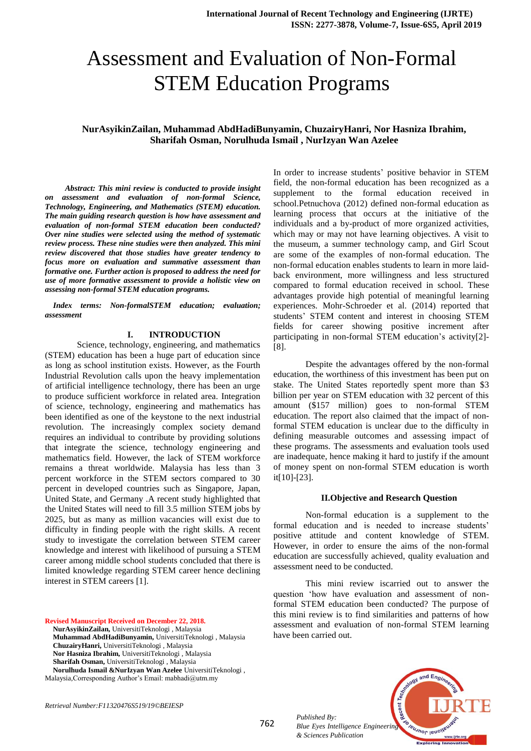# Assessment and Evaluation of Non-Formal STEM Education Programs

**NurAsyikinZailan, Muhammad AbdHadiBunyamin, ChuzairyHanri, Nor Hasniza Ibrahim, Sharifah Osman, Norulhuda Ismail , NurIzyan Wan Azelee**

***Abstract: This mini review is conducted to provide insight on assessment and evaluation of non-formal Science, Technology, Engineering, and Mathematics (STEM) education. The main guiding research question is how have assessment and evaluation of non-formal STEM education been conducted? Over nine studies were selected using the method of systematic review process. These nine studies were then analyzed. This mini review discovered that those studies have greater tendency to focus more on evaluation and summative assessment than formative one. Further action is proposed to address the need for use of more formative assessment to provide a holistic view on assessing non-formal STEM education programs.***

***Index terms: Non-formalSTEM education; evaluation; assessment***

## I. INTRODUCTION

Science, technology, engineering, and mathematics (STEM) education has been a huge part of education since as long as school institution exists. However, as the Fourth Industrial Revolution calls upon the heavy implementation of artificial intelligence technology, there has been an urge to produce sufficient workforce in related area. Integration of science, technology, engineering and mathematics has been identified as one of the keystone to the next industrial revolution. The increasingly complex society demand requires an individual to contribute by providing solutions that integrate the science, technology engineering and mathematics field. However, the lack of STEM workforce remains a threat worldwide. Malaysia has less than 3 percent workforce in the STEM sectors compared to 30 percent in developed countries such as Singapore, Japan, United State, and Germany .A recent study highlighted that the United States will need to fill 3.5 million STEM jobs by 2025, but as many as million vacancies will exist due to difficulty in finding people with the right skills. A recent study to investigate the correlation between STEM career knowledge and interest with likelihood of pursuing a STEM career among middle school students concluded that there is limited knowledge regarding STEM career hence declining interest in STEM careers [1].

**Revised Manuscript Received on December 22, 2018.**

**NurAsyikinZailan,** UniversitiTeknologi , Malaysia
**Muhammad AbdHadiBunyamin,** UniversitiTeknologi , Malaysia
**ChuzairyHanri,** UniversitiTeknologi , Malaysia
**Nor Hasniza Ibrahim,** UniversitiTeknologi , Malaysia
**Sharifah Osman,** UniversitiTeknologi , Malaysia
**Norulhuda Ismail &NurIzyan Wan Azelee** UniversitiTeknologi , Malaysia,Corresponding Author's Email: mabhadi@utm.my

In order to increase students' positive behavior in STEM field, the non-formal education has been recognized as a supplement to the formal education received in school.Petnuchova (2012) defined non-formal education as learning process that occurs at the initiative of the individuals and a by-product of more organized activities, which may or may not have learning objectives. A visit to the museum, a summer technology camp, and Girl Scout are some of the examples of non-formal education. The non-formal education enables students to learn in more laid-back environment, more willingness and less structured compared to formal education received in school. These advantages provide high potential of meaningful learning experiences. Mohr-Schroeder et al. (2014) reported that students' STEM content and interest in choosing STEM fields for career showing positive increment after participating in non-formal STEM education's activity[2]-[8].

Despite the advantages offered by the non-formal education, the worthiness of this investment has been put on stake. The United States reportedly spent more than $3 billion per year on STEM education with 32 percent of this amount ($157 million) goes to non-formal STEM education. The report also claimed that the impact of non-formal STEM education is unclear due to the difficulty in defining measurable outcomes and assessing impact of these programs. The assessments and evaluation tools used are inadequate, hence making it hard to justify if the amount of money spent on non-formal STEM education is worth it[10]-[23].

## II.Objective and Research Question

Non-formal education is a supplement to the formal education and is needed to increase students' positive attitude and content knowledge of STEM. However, in order to ensure the aims of the non-formal education are successfully achieved, quality evaluation and assessment need to be conducted.

This mini review iscarried out to answer the question 'how have evaluation and assessment of non-formal STEM education been conducted? The purpose of this mini review is to find similarities and patterns of how assessment and evaluation of non-formal STEM learning have been carried out.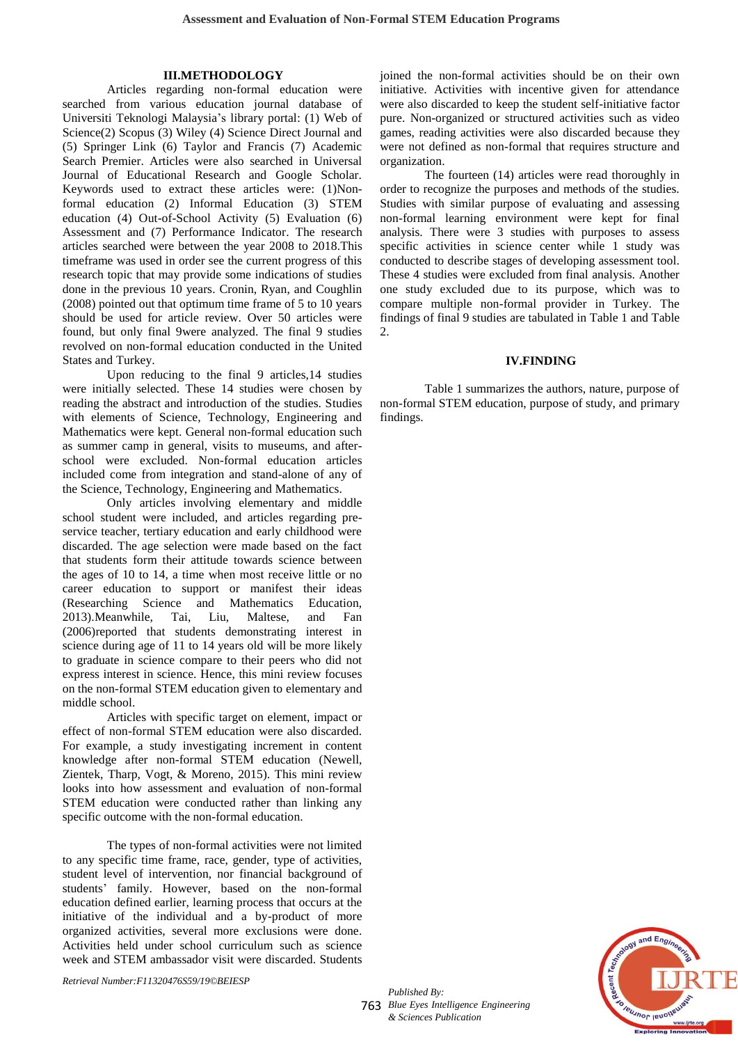## III.METHODOLOGY

Articles regarding non-formal education were searched from various education journal database of Universiti Teknologi Malaysia's library portal: (1) Web of Science(2) Scopus (3) Wiley (4) Science Direct Journal and (5) Springer Link (6) Taylor and Francis (7) Academic Search Premier. Articles were also searched in Universal Journal of Educational Research and Google Scholar. Keywords used to extract these articles were: (1)Non-formal education (2) Informal Education (3) STEM education (4) Out-of-School Activity (5) Evaluation (6) Assessment and (7) Performance Indicator. The research articles searched were between the year 2008 to 2018.This timeframe was used in order see the current progress of this research topic that may provide some indications of studies done in the previous 10 years. Cronin, Ryan, and Coughlin (2008) pointed out that optimum time frame of 5 to 10 years should be used for article review. Over 50 articles were found, but only final 9were analyzed. The final 9 studies revolved on non-formal education conducted in the United States and Turkey.

Upon reducing to the final 9 articles,14 studies were initially selected. These 14 studies were chosen by reading the abstract and introduction of the studies. Studies with elements of Science, Technology, Engineering and Mathematics were kept. General non-formal education such as summer camp in general, visits to museums, and after-school were excluded. Non-formal education articles included come from integration and stand-alone of any of the Science, Technology, Engineering and Mathematics.

Only articles involving elementary and middle school student were included, and articles regarding pre-service teacher, tertiary education and early childhood were discarded. The age selection were made based on the fact that students form their attitude towards science between the ages of 10 to 14, a time when most receive little or no career education to support or manifest their ideas (Researching Science and Mathematics Education, 2013).Meanwhile, Tai, Liu, Maltese, and Fan (2006)reported that students demonstrating interest in science during age of 11 to 14 years old will be more likely to graduate in science compare to their peers who did not express interest in science. Hence, this mini review focuses on the non-formal STEM education given to elementary and middle school.

Articles with specific target on element, impact or effect of non-formal STEM education were also discarded. For example, a study investigating increment in content knowledge after non-formal STEM education (Newell, Zientek, Tharp, Vogt, & Moreno, 2015). This mini review looks into how assessment and evaluation of non-formal STEM education were conducted rather than linking any specific outcome with the non-formal education.

The types of non-formal activities were not limited to any specific time frame, race, gender, type of activities, student level of intervention, nor financial background of students' family. However, based on the non-formal education defined earlier, learning process that occurs at the initiative of the individual and a by-product of more organized activities, several more exclusions were done. Activities held under school curriculum such as science week and STEM ambassador visit were discarded. Students joined the non-formal activities should be on their own initiative. Activities with incentive given for attendance were also discarded to keep the student self-initiative factor pure. Non-organized or structured activities such as video games, reading activities were also discarded because they were not defined as non-formal that requires structure and organization.

The fourteen (14) articles were read thoroughly in order to recognize the purposes and methods of the studies. Studies with similar purpose of evaluating and assessing non-formal learning environment were kept for final analysis. There were 3 studies with purposes to assess specific activities in science center while 1 study was conducted to describe stages of developing assessment tool. These 4 studies were excluded from final analysis. Another one study excluded due to its purpose, which was to compare multiple non-formal provider in Turkey. The findings of final 9 studies are tabulated in Table 1 and Table 2.

## IV.FINDING

Table 1 summarizes the authors, nature, purpose of non-formal STEM education, purpose of study, and primary findings.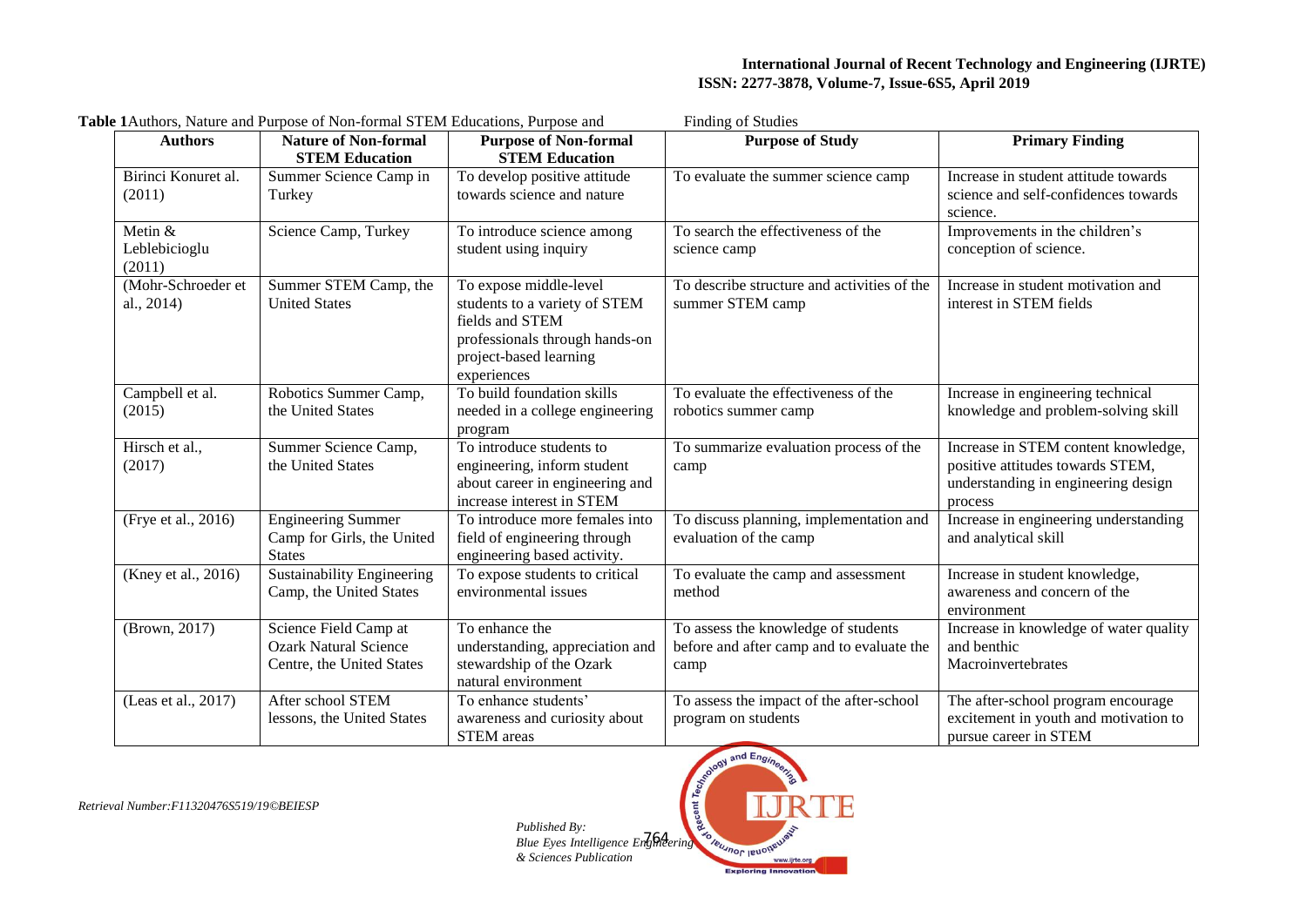**Table 1** Authors, Nature and Purpose of Non-formal STEM Educations, Purpose and Finding of Studies

| Authors | Nature of Non-formal STEM Education | Purpose of Non-formal STEM Education | Purpose of Study | Primary Finding |
|---|---|---|---|---|
| Birinci Konuret al. (2011) | Summer Science Camp in Turkey | To develop positive attitude towards science and nature | To evaluate the summer science camp | Increase in student attitude towards science and self-confidences towards science. |
| Metin & Leblebicioglu (2011) | Science Camp, Turkey | To introduce science among student using inquiry | To search the effectiveness of the science camp | Improvements in the children's conception of science. |
| (Mohr-Schroeder et al., 2014) | Summer STEM Camp, the United States | To expose middle-level students to a variety of STEM fields and STEM professionals through hands-on project-based learning experiences | To describe structure and activities of the summer STEM camp | Increase in student motivation and interest in STEM fields |
| Campbell et al. (2015) | Robotics Summer Camp, the United States | To build foundation skills needed in a college engineering program | To evaluate the effectiveness of the robotics summer camp | Increase in engineering technical knowledge and problem-solving skill |
| Hirsch et al., (2017) | Summer Science Camp, the United States | To introduce students to engineering, inform student about career in engineering and increase interest in STEM | To summarize evaluation process of the camp | Increase in STEM content knowledge, positive attitudes towards STEM, understanding in engineering design process |
| (Frye et al., 2016) | Engineering Summer Camp for Girls, the United States | To introduce more females into field of engineering through engineering based activity. | To discuss planning, implementation and evaluation of the camp | Increase in engineering understanding and analytical skill |
| (Kney et al., 2016) | Sustainability Engineering Camp, the United States | To expose students to critical environmental issues | To evaluate the camp and assessment method | Increase in student knowledge, awareness and concern of the environment |
| (Brown, 2017) | Science Field Camp at Ozark Natural Science Centre, the United States | To enhance the understanding, appreciation and stewardship of the Ozark natural environment | To assess the knowledge of students before and after camp and to evaluate the camp | Increase in knowledge of water quality and benthic Macroinvertebrates |
| (Leas et al., 2017) | After school STEM lessons, the United States | To enhance students' awareness and curiosity about STEM areas | To assess the impact of the after-school program on students | The after-school program encourage excitement in youth and motivation to pursue career in STEM |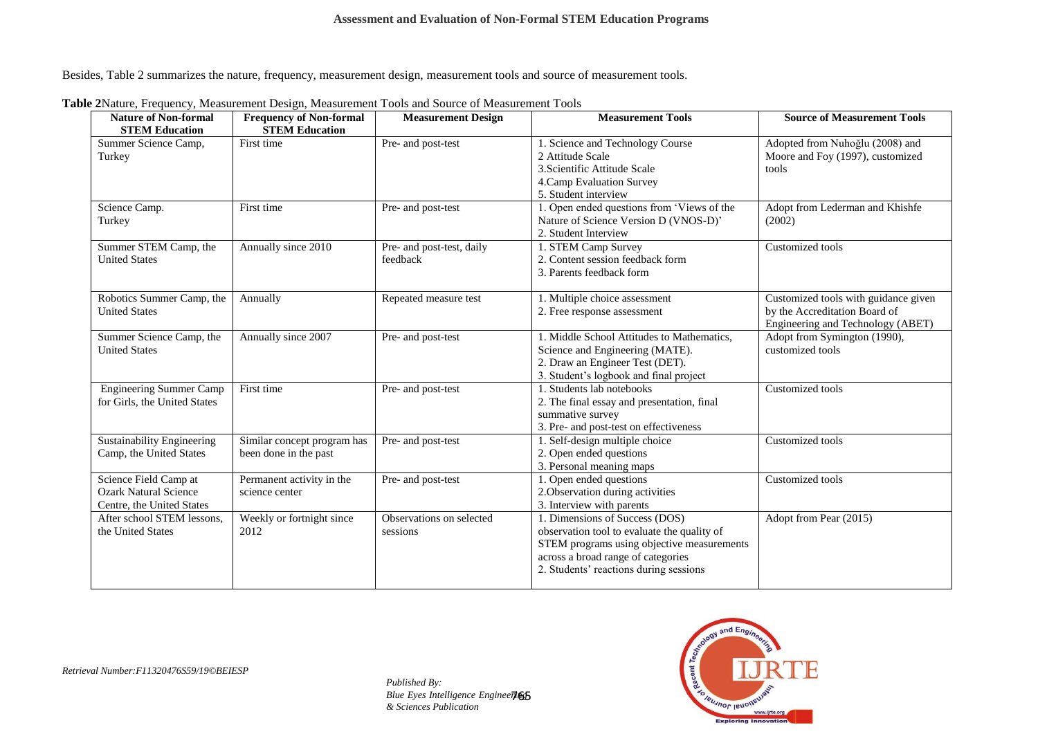Besides, Table 2 summarizes the nature, frequency, measurement design, measurement tools and source of measurement tools.

**Table 2**Nature, Frequency, Measurement Design, Measurement Tools and Source of Measurement Tools

| Nature of Non-formal STEM Education | Frequency of Non-formal STEM Education | Measurement Design | Measurement Tools | Source of Measurement Tools |
|---|---|---|---|---|
| Summer Science Camp, Turkey | First time | Pre- and post-test | 1. Science and Technology Course 2 Attitude Scale 3.Scientific Attitude Scale 4.Camp Evaluation Survey 5. Student interview | Adopted from Nuhoğlu (2008) and Moore and Foy (1997), customized tools |
| Science Camp. Turkey | First time | Pre- and post-test | 1. Open ended questions from 'Views of the Nature of Science Version D (VNOS-D)' 2. Student Interview | Adopt from Lederman and Khishfe (2002) |
| Summer STEM Camp, the United States | Annually since 2010 | Pre- and post-test, daily feedback | 1. STEM Camp Survey 2. Content session feedback form 3. Parents feedback form | Customized tools |
| Robotics Summer Camp, the United States | Annually | Repeated measure test | 1. Multiple choice assessment 2. Free response assessment | Customized tools with guidance given by the Accreditation Board of Engineering and Technology (ABET) |
| Summer Science Camp, the United States | Annually since 2007 | Pre- and post-test | 1. Middle School Attitudes to Mathematics, Science and Engineering (MATE). 2. Draw an Engineer Test (DET). 3. Student's logbook and final project | Adopt from Symington (1990), customized tools |
| Engineering Summer Camp for Girls, the United States | First time | Pre- and post-test | 1. Students lab notebooks 2. The final essay and presentation, final summative survey 3. Pre- and post-test on effectiveness | Customized tools |
| Sustainability Engineering Camp, the United States | Similar concept program has been done in the past | Pre- and post-test | 1. Self-design multiple choice 2. Open ended questions 3. Personal meaning maps | Customized tools |
| Science Field Camp at Ozark Natural Science Centre, the United States | Permanent activity in the science center | Pre- and post-test | 1. Open ended questions 2.Observation during activities 3. Interview with parents | Customized tools |
| After school STEM lessons, the United States | Weekly or fortnight since 2012 | Observations on selected sessions | 1. Dimensions of Success (DOS) observation tool to evaluate the quality of STEM programs using objective measurements across a broad range of categories 2. Students' reactions during sessions | Adopt from Pear (2015) |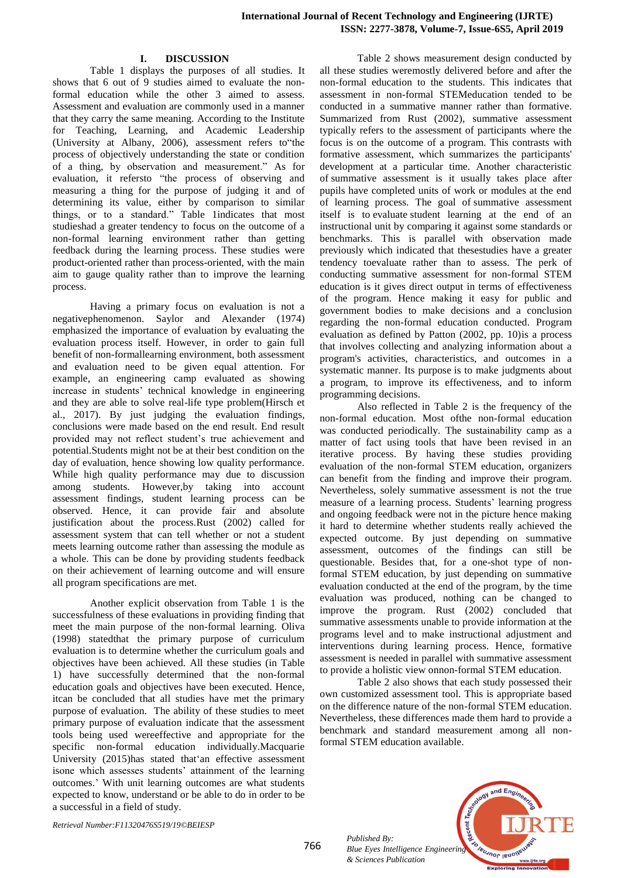# I. DISCUSSION

Table 1 displays the purposes of all studies. It shows that 6 out of 9 studies aimed to evaluate the non-formal education while the other 3 aimed to assess. Assessment and evaluation are commonly used in a manner that they carry the same meaning. According to the Institute for Teaching, Learning, and Academic Leadership (University at Albany, 2006), assessment refers to"the process of objectively understanding the state or condition of a thing, by observation and measurement." As for evaluation, it refersto "the process of observing and measuring a thing for the purpose of judging it and of determining its value, either by comparison to similar things, or to a standard." Table 1indicates that most studieshad a greater tendency to focus on the outcome of a non-formal learning environment rather than getting feedback during the learning process. These studies were product-oriented rather than process-oriented, with the main aim to gauge quality rather than to improve the learning process.

Having a primary focus on evaluation is not a negativephenomenon. Saylor and Alexander (1974) emphasized the importance of evaluation by evaluating the evaluation process itself. However, in order to gain full benefit of non-formallearning environment, both assessment and evaluation need to be given equal attention. For example, an engineering camp evaluated as showing increase in students' technical knowledge in engineering and they are able to solve real-life type problem(Hirsch et al., 2017). By just judging the evaluation findings, conclusions were made based on the end result. End result provided may not reflect student's true achievement and potential.Students might not be at their best condition on the day of evaluation, hence showing low quality performance. While high quality performance may due to discussion among students. However,by taking into account assessment findings, student learning process can be observed. Hence, it can provide fair and absolute justification about the process.Rust (2002) called for assessment system that can tell whether or not a student meets learning outcome rather than assessing the module as a whole. This can be done by providing students feedback on their achievement of learning outcome and will ensure all program specifications are met.

Another explicit observation from Table 1 is the successfulness of these evaluations in providing finding that meet the main purpose of the non-formal learning. Oliva (1998) statedthat the primary purpose of curriculum evaluation is to determine whether the curriculum goals and objectives have been achieved. All these studies (in Table 1) have successfully determined that the non-formal education goals and objectives have been executed. Hence, itcan be concluded that all studies have met the primary purpose of evaluation. The ability of these studies to meet primary purpose of evaluation indicate that the assessment tools being used wereeffective and appropriate for the specific non-formal education individually.Macquarie University (2015)has stated that'an effective assessment isone which assesses students' attainment of the learning outcomes.' With unit learning outcomes are what students expected to know, understand or be able to do in order to be a successful in a field of study.

Table 2 shows measurement design conducted by all these studies weremostly delivered before and after the non-formal education to the students. This indicates that assessment in non-formal STEMeducation tended to be conducted in a summative manner rather than formative. Summarized from Rust (2002), summative assessment typically refers to the assessment of participants where the focus is on the outcome of a program. This contrasts with formative assessment, which summarizes the participants' development at a particular time. Another characteristic of summative assessment is it usually takes place after pupils have completed units of work or modules at the end of learning process. The goal of summative assessment itself is to evaluate student learning at the end of an instructional unit by comparing it against some standards or benchmarks. This is parallel with observation made previously which indicated that thesestudies have a greater tendency toevaluate rather than to assess. The perk of conducting summative assessment for non-formal STEM education is it gives direct output in terms of effectiveness of the program. Hence making it easy for public and government bodies to make decisions and a conclusion regarding the non-formal education conducted. Program evaluation as defined by Patton (2002, pp. 10)is a process that involves collecting and analyzing information about a program's activities, characteristics, and outcomes in a systematic manner. Its purpose is to make judgments about a program, to improve its effectiveness, and to inform programming decisions.

Also reflected in Table 2 is the frequency of the non-formal education. Most ofthe non-formal education was conducted periodically. The sustainability camp as a matter of fact using tools that have been revised in an iterative process. By having these studies providing evaluation of the non-formal STEM education, organizers can benefit from the finding and improve their program. Nevertheless, solely summative assessment is not the true measure of a learning process. Students' learning progress and ongoing feedback were not in the picture hence making it hard to determine whether students really achieved the expected outcome. By just depending on summative assessment, outcomes of the findings can still be questionable. Besides that, for a one-shot type of non-formal STEM education, by just depending on summative evaluation conducted at the end of the program, by the time evaluation was produced, nothing can be changed to improve the program. Rust (2002) concluded that summative assessments unable to provide information at the programs level and to make instructional adjustment and interventions during learning process. Hence, formative assessment is needed in parallel with summative assessment to provide a holistic view onnon-formal STEM education.

Table 2 also shows that each study possessed their own customized assessment tool. This is appropriate based on the difference nature of the non-formal STEM education. Nevertheless, these differences made them hard to provide a benchmark and standard measurement among all non-formal STEM education available.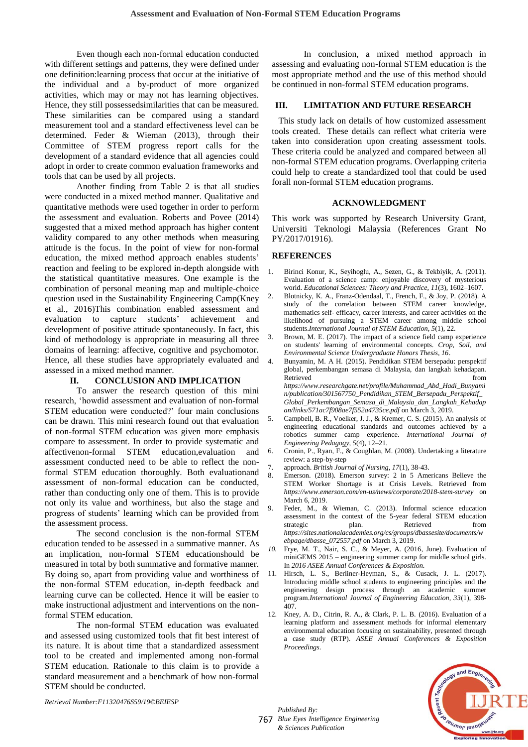Even though each non-formal education conducted with different settings and patterns, they were defined under one definition:learning process that occur at the initiative of the individual and a by-product of more organized activities, which may or may not has learning objectives. Hence, they still possessedsimilarities that can be measured. These similarities can be compared using a standard measurement tool and a standard effectiveness level can be determined. Feder & Wieman (2013), through their Committee of STEM progress report calls for the development of a standard evidence that all agencies could adopt in order to create common evaluation frameworks and tools that can be used by all projects.

Another finding from Table 2 is that all studies were conducted in a mixed method manner. Qualitative and quantitative methods were used together in order to perform the assessment and evaluation. Roberts and Povee (2014) suggested that a mixed method approach has higher content validity compared to any other methods when measuring attitude is the focus. In the point of view for non-formal education, the mixed method approach enables students' reaction and feeling to be explored in-depth alongside with the statistical quantitative measures. One example is the combination of personal meaning map and multiple-choice question used in the Sustainability Engineering Camp(Kney et al., 2016)This combination enabled assessment and evaluation to capture students' achievement and development of positive attitude spontaneously. In fact, this kind of methodology is appropriate in measuring all three domains of learning: affective, cognitive and psychomotor. Hence, all these studies have appropriately evaluated and assessed in a mixed method manner.

## II. CONCLUSION AND IMPLICATION

To answer the research question of this mini research, 'howdid assessment and evaluation of non-formal STEM education were conducted?' four main conclusions can be drawn. This mini research found out that evaluation of non-formal STEM education was given more emphasis compare to assessment. In order to provide systematic and affectivenon-formal STEM education,evaluation and assessment conducted need to be able to reflect the non-formal STEM education thoroughly. Both evaluationand assessment of non-formal education can be conducted, rather than conducting only one of them. This is to provide not only its value and worthiness, but also the stage and progress of students' learning which can be provided from the assessment process.

The second conclusion is the non-formal STEM education tended to be assessed in a summative manner. As an implication, non-formal STEM educationshould be measured in total by both summative and formative manner. By doing so, apart from providing value and worthiness of the non-formal STEM education, in-depth feedback and learning curve can be collected. Hence it will be easier to make instructional adjustment and interventions on the non-formal STEM education.

The non-formal STEM education was evaluated and assessed using customized tools that fit best interest of its nature. It is about time that a standardized assessment tool to be created and implemented among non-formal STEM education. Rationale to this claim is to provide a standard measurement and a benchmark of how non-formal STEM should be conducted.

In conclusion, a mixed method approach in assessing and evaluating non-formal STEM education is the most appropriate method and the use of this method should be continued in non-formal STEM education programs.

## III. LIMITATION AND FUTURE RESEARCH

This study lack on details of how customized assessment tools created. These details can reflect what criteria were taken into consideration upon creating assessment tools. These criteria could be analyzed and compared between all non-formal STEM education programs. Overlapping criteria could help to create a standardized tool that could be used forall non-formal STEM education programs.

## ACKNOWLEDGMENT

This work was supported by Research University Grant, Universiti Teknologi Malaysia (References Grant No PY/2017/01916).

## REFERENCES

1. Birinci Konur, K., Seyihoglu, A., Sezen, G., & Tekbiyik, A. (2011). Evaluation of a science camp: enjoyable discovery of mysterious world. *Educational Sciences: Theory and Practice, 11*(3), 1602–1607.
2. Blotnicky, K. A., Franz-Odendaal, T., French, F., & Joy, P. (2018). A study of the correlation between STEM career knowledge, mathematics self- efficacy, career interests, and career activities on the likelihood of pursuing a STEM career among middle school students.*International Journal of STEM Education, 5*(1), 22.
3. Brown, M. E. (2017). The impact of a science field camp experience on students' learning of environmental concepts. *Crop, Soil, and Environmental Science Undergraduate Honors Thesis, 16*.
4. Bunyamin, M. A H. (2015). Pendidikan STEM bersepadu: perspektif global, perkembangan semasa di Malaysia, dan langkah kehadapan. Retrieved from *https://www.researchgate.net/profile/Muhammad_Abd_Hadi_Bunyamin/publication/301567750_Pendidikan_STEM_Bersepadu_Perspektif_Global_Perkembangan_Semasa_di_Malaysia_dan_Langkah_Kehadapan/links/571ac7f908ae7f552a4735ce.pdf* on March 3, 2019.
5. Campbell, B. R., Voelker, J. J., & Kremer, C. S. (2015). An analysis of engineering educational standards and outcomes achieved by a robotics summer camp experience. *International Journal of Engineering Pedagogy, 5*(4), 12–21.
6. Cronin, P., Ryan, F., & Coughlan, M. (2008). Undertaking a literature review: a step-by-step
7. approach. *British Journal of Nursing, 17*(1), 38-43.
8. Emerson. (2018). Emerson survey: 2 in 5 Americans Believe the STEM Worker Shortage is at Crisis Levels. Retrieved from *https://www.emerson.com/en-us/news/corporate/2018-stem-survey* on March 6, 2019.
9. Feder, M., & Wieman, C. (2013). Informal science education assessment in the context of the 5-year federal STEM education strategic plan. Retrieved from *https://sites.nationalacademies.org/cs/groups/dbassesite/documents/webpage/dbasse_072557.pdf* on March 3, 2019.
10. Frye, M. T., Nair, S. C., & Meyer, A. (2016, June). Evaluation of miniGEMS 2015 – engineering summer camp for middle school girls. In *2016 ASEE Annual Conferences & Exposition.*
11. Hirsch, L. S., Berliner-Heyman, S., & Cusack, J. L. (2017). Introducing middle school students to engineering principles and the engineering design process through an academic summer program.*International Journal of Engineering Education, 33*(1), 398-407.
12. Kney, A. D., Citrin, R. A., & Clark, P. L. B. (2016). Evaluation of a learning platform and assessment methods for informal elementary environmental education focusing on sustainability, presented through a case study (RTP). *ASEE Annual Conferences & Exposition Proceedings*.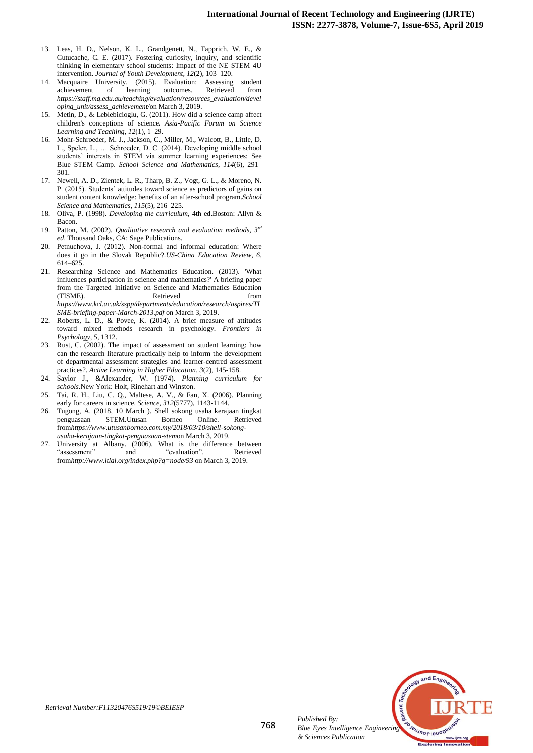13. Leas, H. D., Nelson, K. L., Grandgenett, N., Tapprich, W. E., & Cutucache, C. E. (2017). Fostering curiosity, inquiry, and scientific thinking in elementary school students: Impact of the NE STEM 4U intervention. *Journal of Youth Development, 12*(2), 103–120.
14. Macquaire University. (2015). Evaluation: Assessing student achievement of learning outcomes. Retrieved from *https://staff.mq.edu.au/teaching/evaluation/resources_evaluation/developing_unit/assess_achievement/*on March 3, 2019.
15. Metin, D., & Leblebicioglu, G. (2011). How did a science camp affect children's conceptions of science. *Asia-Pacific Forum on Science Learning and Teaching, 12*(1), 1–29.
16. Mohr-Schroeder, M. J., Jackson, C., Miller, M., Walcott, B., Little, D. L., Speler, L., … Schroeder, D. C. (2014). Developing middle school students' interests in STEM via summer learning experiences: See Blue STEM Camp. *School Science and Mathematics, 114*(6), 291–301.
17. Newell, A. D., Zientek, L. R., Tharp, B. Z., Vogt, G. L., & Moreno, N. P. (2015). Students' attitudes toward science as predictors of gains on student content knowledge: benefits of an after-school program.*School Science and Mathematics, 115*(5), 216–225.
18. Oliva, P. (1998). *Developing the curriculum*, 4th ed.Boston: Allyn & Bacon.
19. Patton, M. (2002). *Qualitative research and evaluation methods, 3rd ed*. Thousand Oaks, CA: Sage Publications.
20. Petnuchova, J. (2012). Non-formal and informal education: Where does it go in the Slovak Republic?.*US-China Education Review, 6*, 614–625.
21. Researching Science and Mathematics Education. (2013). 'What influences participation in science and mathematics?' A briefing paper from the Targeted Initiative on Science and Mathematics Education (TISME). Retrieved from *https://www.kcl.ac.uk/sspp/departments/education/research/aspires/TISME-briefing-paper-March-2013.pdf* on March 3, 2019.
22. Roberts, L. D., & Povee, K. (2014). A brief measure of attitudes toward mixed methods research in psychology. *Frontiers in Psychology, 5*, 1312.
23. Rust, C. (2002). The impact of assessment on student learning: how can the research literature practically help to inform the development of departmental assessment strategies and learner-centred assessment practices?. *Active Learning in Higher Education, 3*(2), 145-158.
24. Saylor J., &Alexander, W. (1974). *Planning curriculum for schools.*New York: Holt, Rinehart and Winston.
25. Tai, R. H., Liu, C. Q., Maltese, A. V., & Fan, X. (2006). Planning early for careers in science. *Science, 312*(5777), 1143-1144.
26. Tugong, A. (2018, 10 March ). Shell sokong usaha kerajaan tingkat penguasaan STEM.Utusan Borneo Online. Retrieved from*https://www.utusanborneo.com.my/2018/03/10/shell-sokong-usaha-kerajaan-tingkat-penguasaan-stem*on March 3, 2019.
27. University at Albany. (2006). What is the difference between "assessment" and "evaluation". Retrieved from*http://www.itlal.org/index.php?q=node/93* on March 3, 2019.